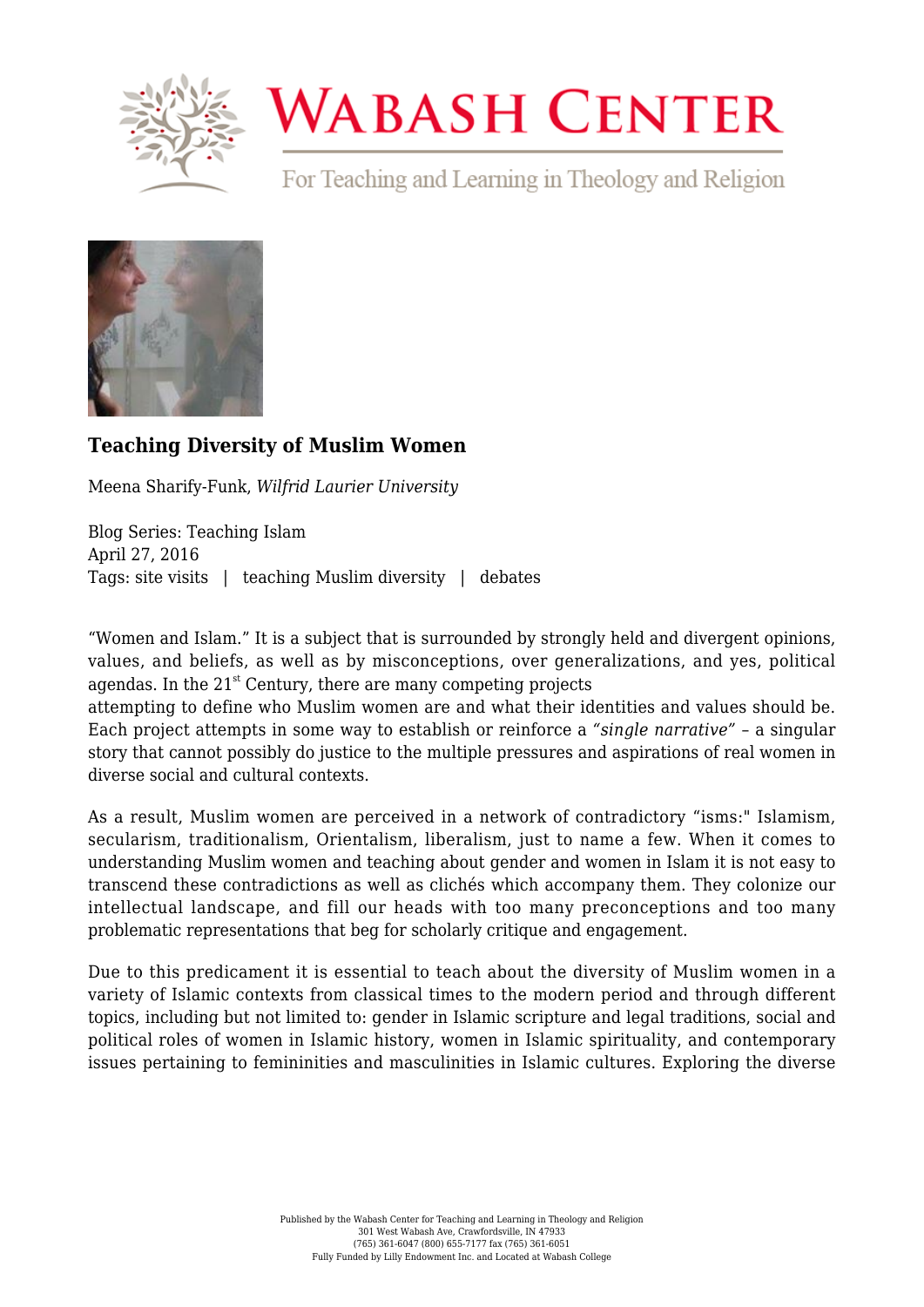# Teaching Diversity of Muslim Women

Meena Sharify-Funk, *Wilfrid Laurier University*

Blog Series: Teaching Islam
April 27, 2016
Tags: site visits | teaching Muslim diversity | debates

"Women and Islam." It is a subject that is surrounded by strongly held and divergent opinions, values, and beliefs, as well as by misconceptions, over generalizations, and yes, political agendas. In the 21st Century, there are many competing projects attempting to define who Muslim women are and what their identities and values should be. Each project attempts in some way to establish or reinforce a *"single narrative"* – a singular story that cannot possibly do justice to the multiple pressures and aspirations of real women in diverse social and cultural contexts.

As a result, Muslim women are perceived in a network of contradictory "isms:" Islamism, secularism, traditionalism, Orientalism, liberalism, just to name a few. When it comes to understanding Muslim women and teaching about gender and women in Islam it is not easy to transcend these contradictions as well as clichés which accompany them. They colonize our intellectual landscape, and fill our heads with too many preconceptions and too many problematic representations that beg for scholarly critique and engagement.

Due to this predicament it is essential to teach about the diversity of Muslim women in a variety of Islamic contexts from classical times to the modern period and through different topics, including but not limited to: gender in Islamic scripture and legal traditions, social and political roles of women in Islamic history, women in Islamic spirituality, and contemporary issues pertaining to femininities and masculinities in Islamic cultures. Exploring the diverse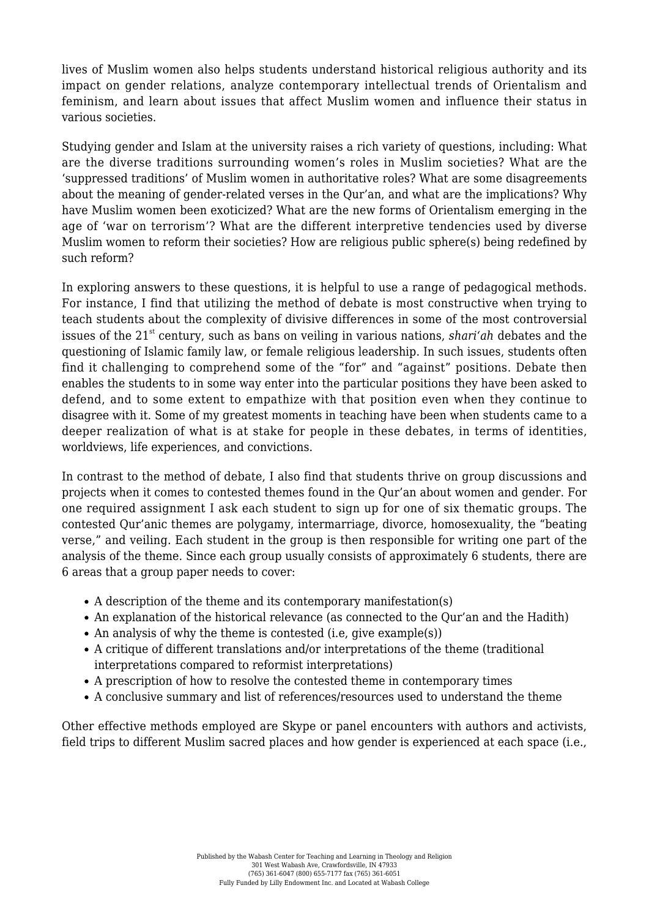lives of Muslim women also helps students understand historical religious authority and its impact on gender relations, analyze contemporary intellectual trends of Orientalism and feminism, and learn about issues that affect Muslim women and influence their status in various societies.

Studying gender and Islam at the university raises a rich variety of questions, including: What are the diverse traditions surrounding women's roles in Muslim societies? What are the 'suppressed traditions' of Muslim women in authoritative roles? What are some disagreements about the meaning of gender-related verses in the Qur'an, and what are the implications? Why have Muslim women been exoticized? What are the new forms of Orientalism emerging in the age of 'war on terrorism'? What are the different interpretive tendencies used by diverse Muslim women to reform their societies? How are religious public sphere(s) being redefined by such reform?

In exploring answers to these questions, it is helpful to use a range of pedagogical methods. For instance, I find that utilizing the method of debate is most constructive when trying to teach students about the complexity of divisive differences in some of the most controversial issues of the 21st century, such as bans on veiling in various nations, *shari'ah* debates and the questioning of Islamic family law, or female religious leadership. In such issues, students often find it challenging to comprehend some of the "for" and "against" positions. Debate then enables the students to in some way enter into the particular positions they have been asked to defend, and to some extent to empathize with that position even when they continue to disagree with it. Some of my greatest moments in teaching have been when students came to a deeper realization of what is at stake for people in these debates, in terms of identities, worldviews, life experiences, and convictions.

In contrast to the method of debate, I also find that students thrive on group discussions and projects when it comes to contested themes found in the Qur'an about women and gender. For one required assignment I ask each student to sign up for one of six thematic groups. The contested Qur'anic themes are polygamy, intermarriage, divorce, homosexuality, the "beating verse," and veiling. Each student in the group is then responsible for writing one part of the analysis of the theme. Since each group usually consists of approximately 6 students, there are 6 areas that a group paper needs to cover:

- A description of the theme and its contemporary manifestation(s)
- An explanation of the historical relevance (as connected to the Qur'an and the Hadith)
- An analysis of why the theme is contested (i.e, give example(s))
- A critique of different translations and/or interpretations of the theme (traditional interpretations compared to reformist interpretations)
- A prescription of how to resolve the contested theme in contemporary times
- A conclusive summary and list of references/resources used to understand the theme

Other effective methods employed are Skype or panel encounters with authors and activists, field trips to different Muslim sacred places and how gender is experienced at each space (i.e.,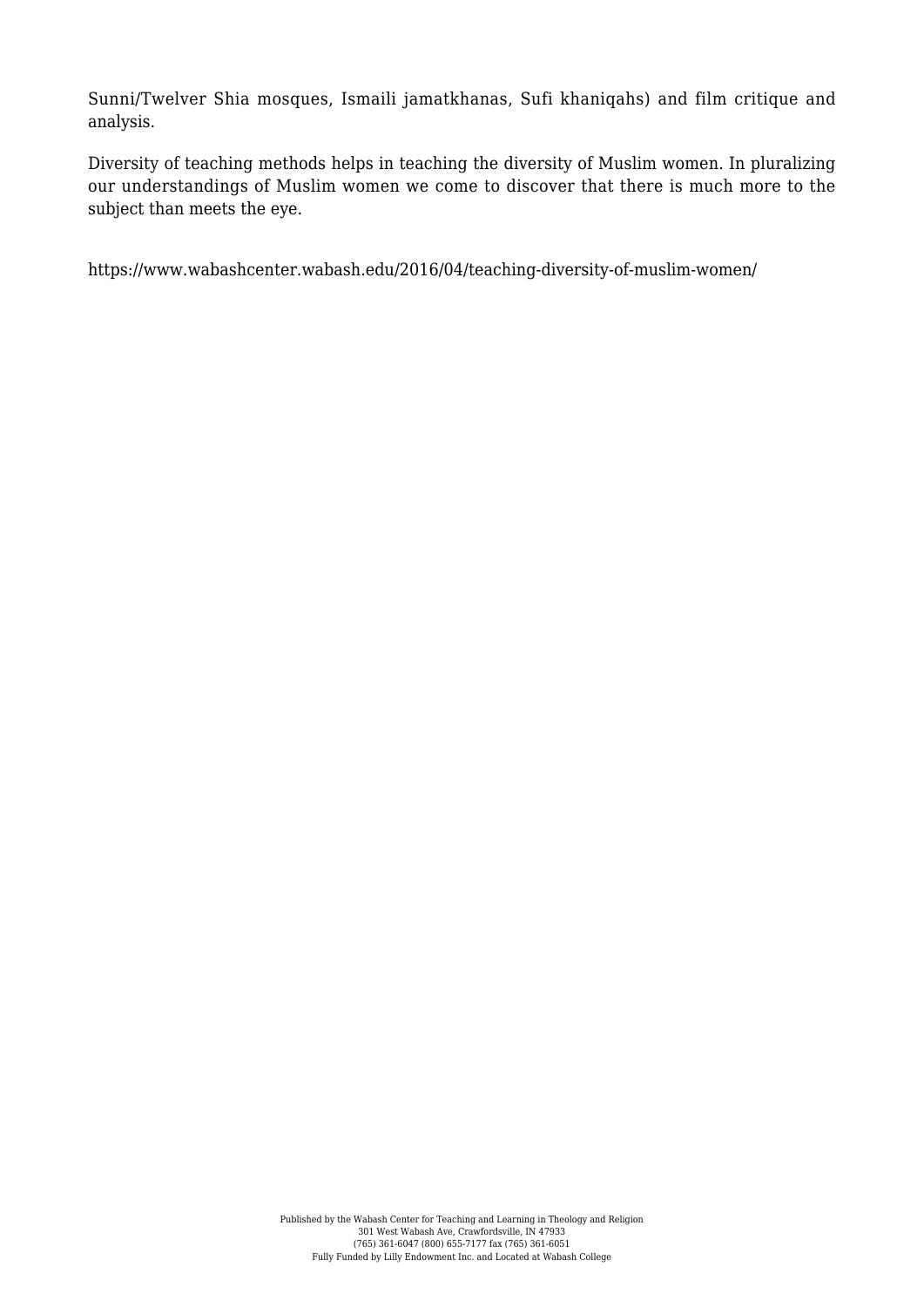Sunni/Twelver Shia mosques, Ismaili jamatkhanas, Sufi khaniqahs) and film critique and analysis.

Diversity of teaching methods helps in teaching the diversity of Muslim women. In pluralizing our understandings of Muslim women we come to discover that there is much more to the subject than meets the eye.

https://www.wabashcenter.wabash.edu/2016/04/teaching-diversity-of-muslim-women/